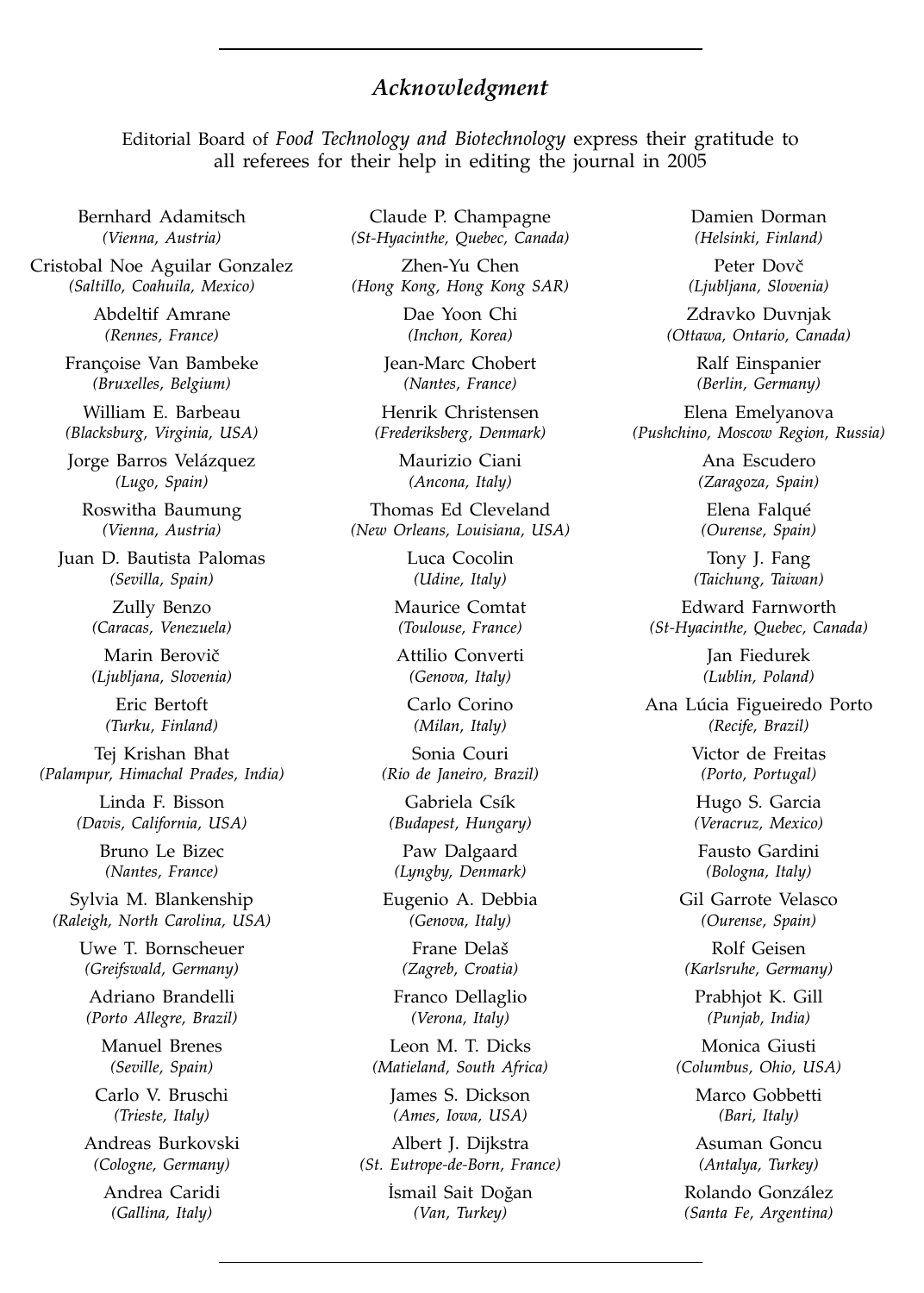## *Acknowledgment*

Editorial Board of *Food Technology and Biotechnology* express their gratitude to all referees for their help in editing the journal in 2005

Bernhard Adamitsch
*(Vienna, Austria)*

Cristobal Noe Aguilar Gonzalez
*(Saltillo, Coahuila, Mexico)*

Abdeltif Amrane
*(Rennes, France)*

Françoise Van Bambeke
*(Bruxelles, Belgium)*

William E. Barbeau
*(Blacksburg, Virginia, USA)*

Jorge Barros Velázquez
*(Lugo, Spain)*

Roswitha Baumung
*(Vienna, Austria)*

Juan D. Bautista Palomas
*(Sevilla, Spain)*

Zully Benzo
*(Caracas, Venezuela)*

Marin Berovič
*(Ljubljana, Slovenia)*

Eric Bertoft
*(Turku, Finland)*

Tej Krishan Bhat
*(Palampur, Himachal Prades, India)*

Linda F. Bisson
*(Davis, California, USA)*

Bruno Le Bizec
*(Nantes, France)*

Sylvia M. Blankenship
*(Raleigh, North Carolina, USA)*

Uwe T. Bornscheuer
*(Greifswald, Germany)*

Adriano Brandelli
*(Porto Allegre, Brazil)*

Manuel Brenes
*(Seville, Spain)*

Carlo V. Bruschi
*(Trieste, Italy)*

Andreas Burkovski
*(Cologne, Germany)*

Andrea Caridi
*(Gallina, Italy)*

Claude P. Champagne
*(St-Hyacinthe, Quebec, Canada)*

Zhen-Yu Chen
*(Hong Kong, Hong Kong SAR)*

Dae Yoon Chi
*(Inchon, Korea)*

Jean-Marc Chobert
*(Nantes, France)*

Henrik Christensen
*(Frederiksberg, Denmark)*

Maurizio Ciani
*(Ancona, Italy)*

Thomas Ed Cleveland
*(New Orleans, Louisiana, USA)*

Luca Cocolin
*(Udine, Italy)*

Maurice Comtat
*(Toulouse, France)*

Attilio Converti
*(Genova, Italy)*

Carlo Corino
*(Milan, Italy)*

Sonia Couri
*(Rio de Janeiro, Brazil)*

Gabriela Csík
*(Budapest, Hungary)*

Paw Dalgaard
*(Lyngby, Denmark)*

Eugenio A. Debbia
*(Genova, Italy)*

Frane Delaš
*(Zagreb, Croatia)*

Franco Dellaglio
*(Verona, Italy)*

Leon M. T. Dicks
*(Matieland, South Africa)*

James S. Dickson
*(Ames, Iowa, USA)*

Albert J. Dijkstra
*(St. Eutrope-de-Born, France)*

İsmail Sait Doğan
*(Van, Turkey)*

Damien Dorman
*(Helsinki, Finland)*

Peter Dovč
*(Ljubljana, Slovenia)*

Zdravko Duvnjak
*(Ottawa, Ontario, Canada)*

Ralf Einspanier
*(Berlin, Germany)*

Elena Emelyanova
*(Pushchino, Moscow Region, Russia)*

Ana Escudero
*(Zaragoza, Spain)*

Elena Falqué
*(Ourense, Spain)*

Tony J. Fang
*(Taichung, Taiwan)*

Edward Farnworth
*(St-Hyacinthe, Quebec, Canada)*

Jan Fiedurek
*(Lublin, Poland)*

Ana Lúcia Figueiredo Porto
*(Recife, Brazil)*

Victor de Freitas
*(Porto, Portugal)*

Hugo S. Garcia
*(Veracruz, Mexico)*

Fausto Gardini
*(Bologna, Italy)*

Gil Garrote Velasco
*(Ourense, Spain)*

Rolf Geisen
*(Karlsruhe, Germany)*

Prabhjot K. Gill
*(Punjab, India)*

Monica Giusti
*(Columbus, Ohio, USA)*

Marco Gobbetti
*(Bari, Italy)*

Asuman Goncu
*(Antalya, Turkey)*

Rolando González
*(Santa Fe, Argentina)*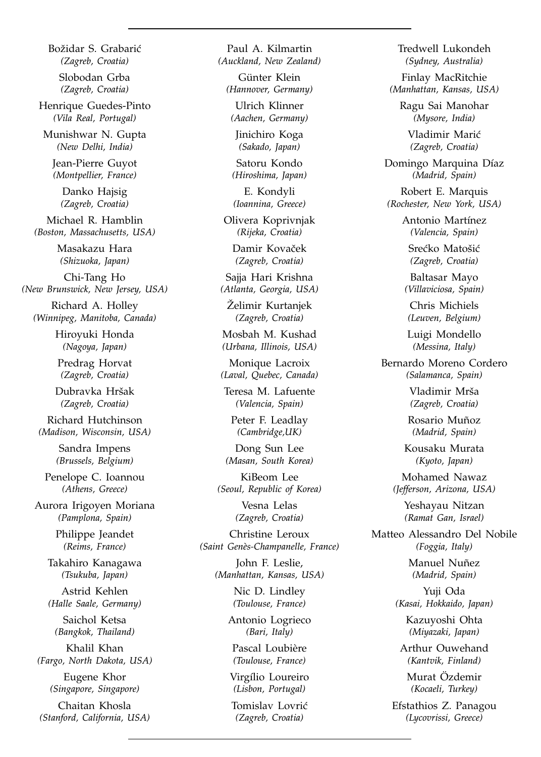Božidar S. Grabarić
*(Zagreb, Croatia)*

Slobodan Grba
*(Zagreb, Croatia)*

Henrique Guedes-Pinto
*(Vila Real, Portugal)*

Munishwar N. Gupta
*(New Delhi, India)*

Jean-Pierre Guyot
*(Montpellier, France)*

Danko Hajsig
*(Zagreb, Croatia)*

Michael R. Hamblin
*(Boston, Massachusetts, USA)*

Masakazu Hara
*(Shizuoka, Japan)*

Chi-Tang Ho
*(New Brunswick, New Jersey, USA)*

Richard A. Holley
*(Winnipeg, Manitoba, Canada)*

Hiroyuki Honda
*(Nagoya, Japan)*

Predrag Horvat
*(Zagreb, Croatia)*

Dubravka Hršak
*(Zagreb, Croatia)*

Richard Hutchinson
*(Madison, Wisconsin, USA)*

Sandra Impens
*(Brussels, Belgium)*

Penelope C. Ioannou
*(Athens, Greece)*

Aurora Irigoyen Moriana
*(Pamplona, Spain)*

Philippe Jeandet
*(Reims, France)*

Takahiro Kanagawa
*(Tsukuba, Japan)*

Astrid Kehlen
*(Halle Saale, Germany)*

Saichol Ketsa
*(Bangkok, Thailand)*

Khalil Khan
*(Fargo, North Dakota, USA)*

Eugene Khor
*(Singapore, Singapore)*

Chaitan Khosla
*(Stanford, California, USA)*

Paul A. Kilmartin
*(Auckland, New Zealand)*

Günter Klein
*(Hannover, Germany)*

Ulrich Klinner
*(Aachen, Germany)*

Jinichiro Koga
*(Sakado, Japan)*

Satoru Kondo
*(Hiroshima, Japan)*

E. Kondyli
*(Ioannina, Greece)*

Olivera Koprivnjak
*(Rijeka, Croatia)*

Damir Kovaček
*(Zagreb, Croatia)*

Sajja Hari Krishna
*(Atlanta, Georgia, USA)*

Želimir Kurtanjek
*(Zagreb, Croatia)*

Mosbah M. Kushad
*(Urbana, Illinois, USA)*

Monique Lacroix
*(Laval, Quebec, Canada)*

Teresa M. Lafuente
*(Valencia, Spain)*

Peter F. Leadlay
*(Cambridge,UK)*

Dong Sun Lee
*(Masan, South Korea)*

KiBeom Lee
*(Seoul, Republic of Korea)*

Vesna Lelas
*(Zagreb, Croatia)*

Christine Leroux
*(Saint Genès-Champanelle, France)*

John F. Leslie,
*(Manhattan, Kansas, USA)*

Nic D. Lindley
*(Toulouse, France)*

Antonio Logrieco
*(Bari, Italy)*

Pascal Loubière
*(Toulouse, France)*

Virgílio Loureiro
*(Lisbon, Portugal)*

Tomislav Lovrić
*(Zagreb, Croatia)*

Tredwell Lukondeh
*(Sydney, Australia)*

Finlay MacRitchie
*(Manhattan, Kansas, USA)*

Ragu Sai Manohar
*(Mysore, India)*

Vladimir Marić
*(Zagreb, Croatia)*

Domingo Marquina Díaz
*(Madrid, Spain)*

Robert E. Marquis
*(Rochester, New York, USA)*

Antonio Martínez
*(Valencia, Spain)*

Srećko Matošić
*(Zagreb, Croatia)*

Baltasar Mayo
*(Villaviciosa, Spain)*

Chris Michiels
*(Leuven, Belgium)*

Luigi Mondello
*(Messina, Italy)*

Bernardo Moreno Cordero
*(Salamanca, Spain)*

Vladimir Mrša
*(Zagreb, Croatia)*

Rosario Muñoz
*(Madrid, Spain)*

Kousaku Murata
*(Kyoto, Japan)*

Mohamed Nawaz
*(Jefferson, Arizona, USA)*

Yeshayau Nitzan
*(Ramat Gan, Israel)*

Matteo Alessandro Del Nobile
*(Foggia, Italy)*

Manuel Nuñez
*(Madrid, Spain)*

Yuji Oda
*(Kasai, Hokkaido, Japan)*

Kazuyoshi Ohta
*(Miyazaki, Japan)*

Arthur Ouwehand
*(Kantvik, Finland)*

Murat Özdemir
*(Kocaeli, Turkey)*

Efstathios Z. Panagou
*(Lycovrissi, Greece)*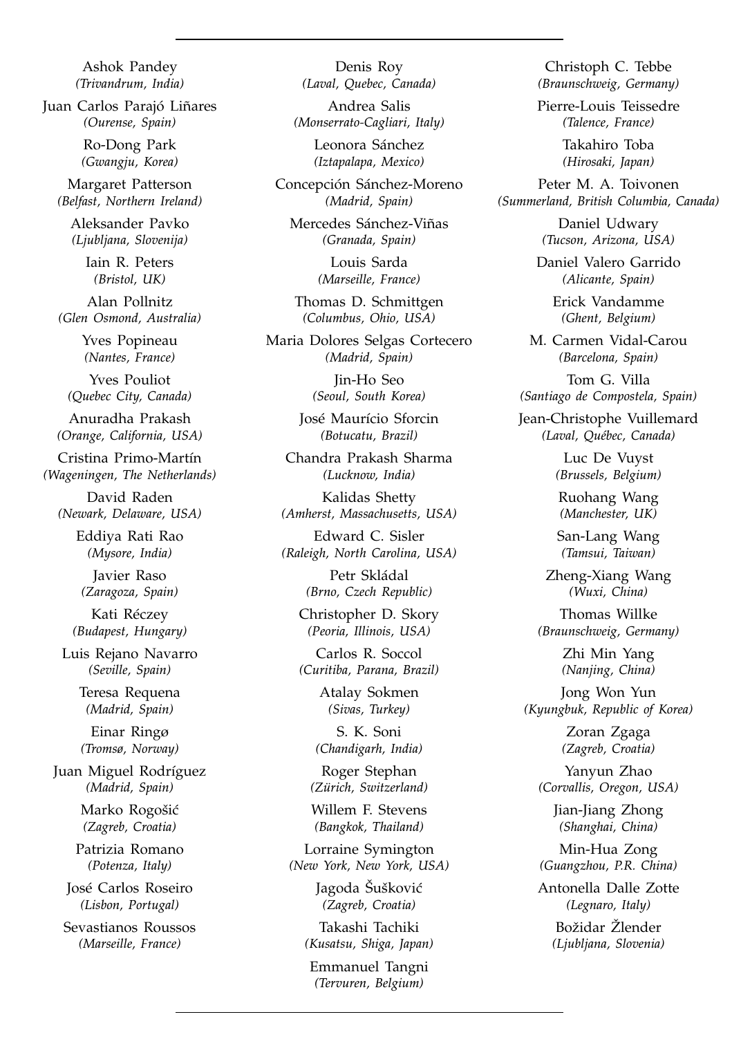Ashok Pandey
*(Trivandrum, India)*

Juan Carlos Parajó Liñares
*(Ourense, Spain)*

Ro-Dong Park
*(Gwangju, Korea)*

Margaret Patterson
*(Belfast, Northern Ireland)*

Aleksander Pavko
*(Ljubljana, Slovenija)*

Iain R. Peters
*(Bristol, UK)*

Alan Pollnitz
*(Glen Osmond, Australia)*

Yves Popineau
*(Nantes, France)*

Yves Pouliot
*(Quebec City, Canada)*

Anuradha Prakash
*(Orange, California, USA)*

Cristina Primo-Martín
*(Wageningen, The Netherlands)*

David Raden
*(Newark, Delaware, USA)*

Eddiya Rati Rao
*(Mysore, India)*

Javier Raso
*(Zaragoza, Spain)*

Kati Réczey
*(Budapest, Hungary)*

Luis Rejano Navarro
*(Seville, Spain)*

Teresa Requena
*(Madrid, Spain)*

Einar Ringø
*(Tromsø, Norway)*

Juan Miguel Rodríguez
*(Madrid, Spain)*

Marko Rogošić
*(Zagreb, Croatia)*

Patrizia Romano
*(Potenza, Italy)*

José Carlos Roseiro
*(Lisbon, Portugal)*

Sevastianos Roussos
*(Marseille, France)*

Denis Roy
*(Laval, Quebec, Canada)*

Andrea Salis
*(Monserrato-Cagliari, Italy)*

Leonora Sánchez
*(Iztapalapa, Mexico)*

Concepción Sánchez-Moreno
*(Madrid, Spain)*

Mercedes Sánchez-Viñas
*(Granada, Spain)*

Louis Sarda
*(Marseille, France)*

Thomas D. Schmittgen
*(Columbus, Ohio, USA)*

Maria Dolores Selgas Cortecero
*(Madrid, Spain)*

Jin-Ho Seo
*(Seoul, South Korea)*

José Maurício Sforcin
*(Botucatu, Brazil)*

Chandra Prakash Sharma
*(Lucknow, India)*

Kalidas Shetty
*(Amherst, Massachusetts, USA)*

Edward C. Sisler
*(Raleigh, North Carolina, USA)*

Petr Skládal
*(Brno, Czech Republic)*

Christopher D. Skory
*(Peoria, Illinois, USA)*

Carlos R. Soccol
*(Curitiba, Parana, Brazil)*

Atalay Sokmen
*(Sivas, Turkey)*

S. K. Soni
*(Chandigarh, India)*

Roger Stephan
*(Zürich, Switzerland)*

Willem F. Stevens
*(Bangkok, Thailand)*

Lorraine Symington
*(New York, New York, USA)*

Jagoda Šušković
*(Zagreb, Croatia)*

Takashi Tachiki
*(Kusatsu, Shiga, Japan)*

Emmanuel Tangni
*(Tervuren, Belgium)*

Christoph C. Tebbe
*(Braunschweig, Germany)*

Pierre-Louis Teissedre
*(Talence, France)*

Takahiro Toba
*(Hirosaki, Japan)*

Peter M. A. Toivonen
*(Summerland, British Columbia, Canada)*

Daniel Udwary
*(Tucson, Arizona, USA)*

Daniel Valero Garrido
*(Alicante, Spain)*

Erick Vandamme
*(Ghent, Belgium)*

M. Carmen Vidal-Carou
*(Barcelona, Spain)*

Tom G. Villa
*(Santiago de Compostela, Spain)*

Jean-Christophe Vuillemard
*(Laval, Québec, Canada)*

Luc De Vuyst
*(Brussels, Belgium)*

Ruohang Wang
*(Manchester, UK)*

San-Lang Wang
*(Tamsui, Taiwan)*

Zheng-Xiang Wang
*(Wuxi, China)*

Thomas Willke
*(Braunschweig, Germany)*

Zhi Min Yang
*(Nanjing, China)*

Jong Won Yun
*(Kyungbuk, Republic of Korea)*

Zoran Zgaga
*(Zagreb, Croatia)*

Yanyun Zhao
*(Corvallis, Oregon, USA)*

Jian-Jiang Zhong
*(Shanghai, China)*

Min-Hua Zong
*(Guangzhou, P.R. China)*

Antonella Dalle Zotte
*(Legnaro, Italy)*

Božidar Žlender
*(Ljubljana, Slovenia)*